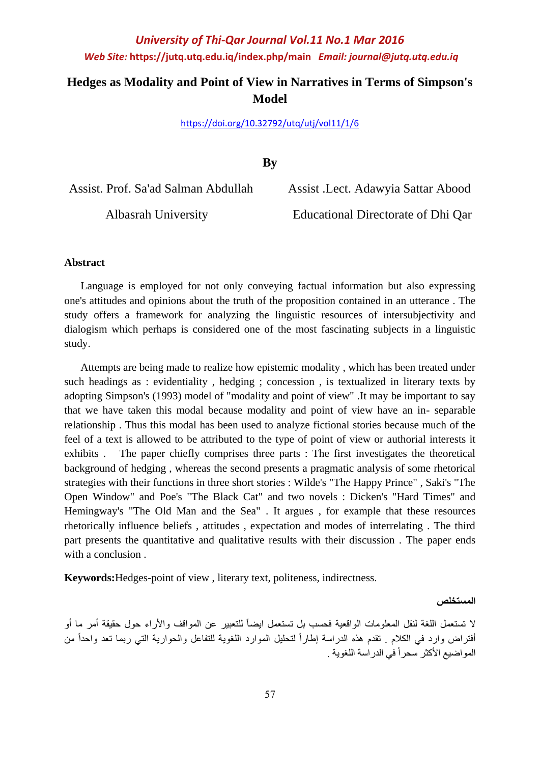# Hedges as Modality and Point of View in Narratives in Terms of Simpson's Model

https://doi.org/10.32792/utq/utj/vol11/1/6

**By**

Assist. Prof. Sa'ad Salman Abdullah
Albasrah University

Assist .Lect. Adawyia Sattar Abood
Educational Directorate of Dhi Qar

### Abstract

Language is employed for not only conveying factual information but also expressing one's attitudes and opinions about the truth of the proposition contained in an utterance . The study offers a framework for analyzing the linguistic resources of intersubjectivity and dialogism which perhaps is considered one of the most fascinating subjects in a linguistic study.

Attempts are being made to realize how epistemic modality , which has been treated under such headings as : evidentiality , hedging ; concession , is textualized in literary texts by adopting Simpson's (1993) model of "modality and point of view" .It may be important to say that we have taken this modal because modality and point of view have an in- separable relationship . Thus this modal has been used to analyze fictional stories because much of the feel of a text is allowed to be attributed to the type of point of view or authorial interests it exhibits . The paper chiefly comprises three parts : The first investigates the theoretical background of hedging , whereas the second presents a pragmatic analysis of some rhetorical strategies with their functions in three short stories : Wilde's "The Happy Prince" , Saki's "The Open Window" and Poe's "The Black Cat" and two novels : Dicken's "Hard Times" and Hemingway's "The Old Man and the Sea" . It argues , for example that these resources rhetorically influence beliefs , attitudes , expectation and modes of interrelating . The third part presents the quantitative and qualitative results with their discussion . The paper ends with a conclusion .

**Keywords:** Hedges-point of view , literary text, politeness, indirectness.

### المستخلص

لا تستعمل اللغة لنقل المعلومات الواقعية فحسب بل تستعمل ايضاً للتعبير عن المواقف والأراء حول حقيقة أمر ما أو أفتراض وارد في الكلام . تقدم هذه الدراسة إطاراً لتحليل الموارد اللغوية للتفاعل والحوارية التي ربما تعد واحداً من المواضيع الأكثر سحراً في الدراسة اللغوية .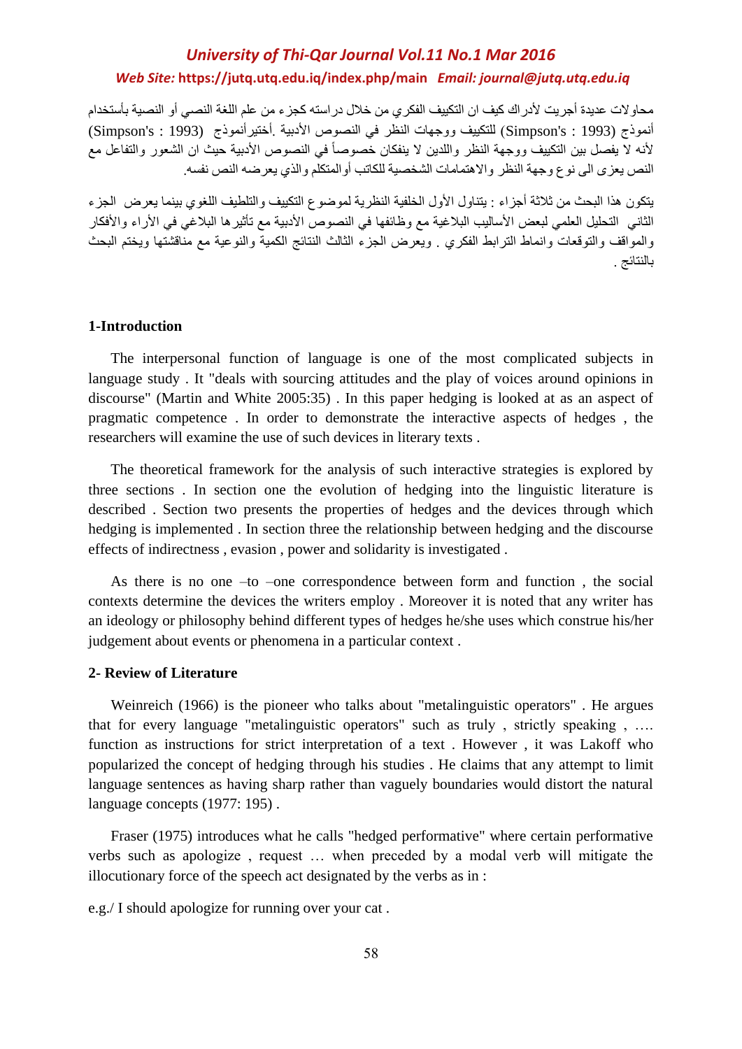محاولات عديدة أجريت لأدراك كيف ان التكييف الفكري من خلال دراسته كجزء من علم اللغة النصي أو النصية بأستخدام أنموذج (Simpson's : 1993) للتكييف ووجهات النظر في النصوص الأدبية .أختيرأنموذج (Simpson's : 1993) لأنه لا يفصل بين التكييف ووجهة النظر واللدين لا ينفكان خصوصاً في النصوص الأدبية حيث ان الشعور والتفاعل مع النص يعزى الى نوع وجهة النظر والاهتمامات الشخصية للكاتب أوالمتكلم والذي يعرضه النص نفسه.

يتكون هذا البحث من ثلاثة أجزاء : يتناول الأول الخلفية النظرية لموضوع التكييف والتلطيف اللغوي بينما يعرض الجزء الثاني التحليل العلمي لبعض الأساليب البلاغية مع وظائفها في النصوص الأدبية مع تأثيرها البلاغي في الأراء والأفكار والمواقف والتوقعات وانماط الترابط الفكري . ويعرض الجزء الثالث النتائج الكمية والنوعية مع مناقشتها ويختم البحث بالنتائج .

## 1-Introduction

The interpersonal function of language is one of the most complicated subjects in language study . It "deals with sourcing attitudes and the play of voices around opinions in discourse" (Martin and White 2005:35) . In this paper hedging is looked at as an aspect of pragmatic competence . In order to demonstrate the interactive aspects of hedges , the researchers will examine the use of such devices in literary texts .

The theoretical framework for the analysis of such interactive strategies is explored by three sections . In section one the evolution of hedging into the linguistic literature is described . Section two presents the properties of hedges and the devices through which hedging is implemented . In section three the relationship between hedging and the discourse effects of indirectness , evasion , power and solidarity is investigated .

As there is no one –to –one correspondence between form and function , the social contexts determine the devices the writers employ . Moreover it is noted that any writer has an ideology or philosophy behind different types of hedges he/she uses which construe his/her judgement about events or phenomena in a particular context .

## 2- Review of Literature

Weinreich (1966) is the pioneer who talks about "metalinguistic operators" . He argues that for every language "metalinguistic operators" such as truly , strictly speaking , …. function as instructions for strict interpretation of a text . However , it was Lakoff who popularized the concept of hedging through his studies . He claims that any attempt to limit language sentences as having sharp rather than vaguely boundaries would distort the natural language concepts (1977: 195) .

Fraser (1975) introduces what he calls "hedged performative" where certain performative verbs such as apologize , request … when preceded by a modal verb will mitigate the illocutionary force of the speech act designated by the verbs as in :

e.g./ I should apologize for running over your cat .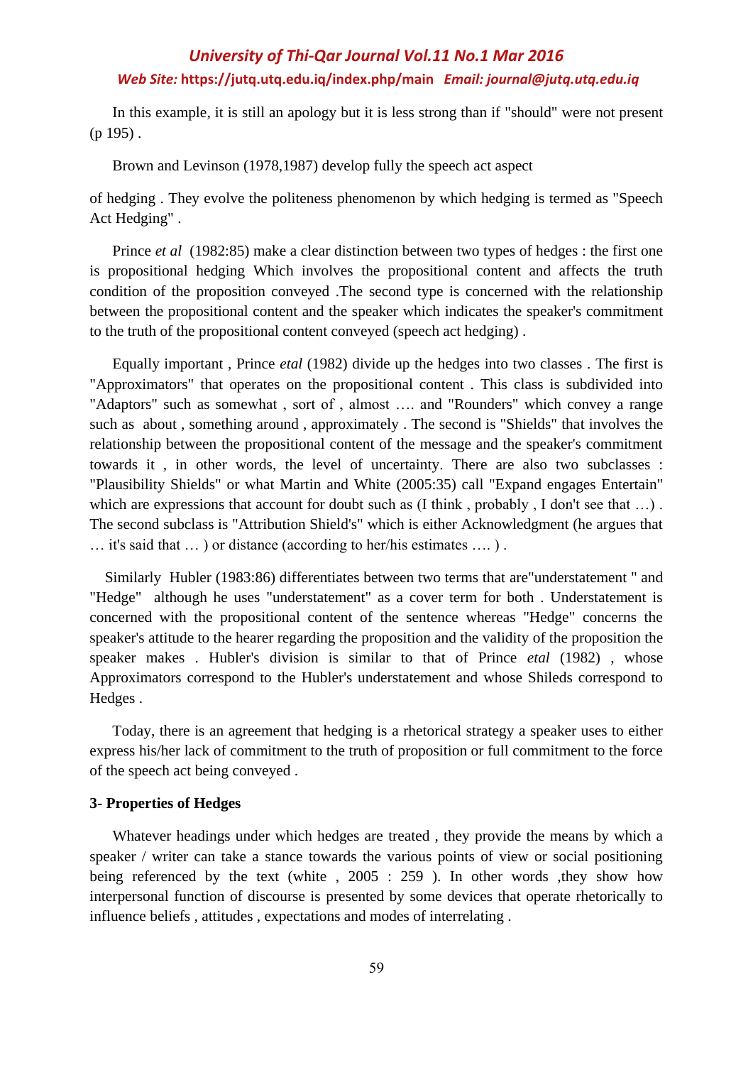In this example, it is still an apology but it is less strong than if "should" were not present (p 195) .

Brown and Levinson (1978,1987) develop fully the speech act aspect

of hedging . They evolve the politeness phenomenon by which hedging is termed as "Speech Act Hedging" .

Prince *et al* (1982:85) make a clear distinction between two types of hedges : the first one is propositional hedging Which involves the propositional content and affects the truth condition of the proposition conveyed .The second type is concerned with the relationship between the propositional content and the speaker which indicates the speaker's commitment to the truth of the propositional content conveyed (speech act hedging) .

Equally important , Prince *etal* (1982) divide up the hedges into two classes . The first is "Approximators" that operates on the propositional content . This class is subdivided into "Adaptors" such as somewhat , sort of , almost …. and "Rounders" which convey a range such as about , something around , approximately . The second is "Shields" that involves the relationship between the propositional content of the message and the speaker's commitment towards it , in other words, the level of uncertainty. There are also two subclasses : "Plausibility Shields" or what Martin and White (2005:35) call "Expand engages Entertain" which are expressions that account for doubt such as (I think , probably , I don't see that …) . The second subclass is "Attribution Shield's" which is either Acknowledgment (he argues that … it's said that … ) or distance (according to her/his estimates …. ) .

Similarly Hubler (1983:86) differentiates between two terms that are"understatement " and "Hedge" although he uses "understatement" as a cover term for both . Understatement is concerned with the propositional content of the sentence whereas "Hedge" concerns the speaker's attitude to the hearer regarding the proposition and the validity of the proposition the speaker makes . Hubler's division is similar to that of Prince *etal* (1982) , whose Approximators correspond to the Hubler's understatement and whose Shileds correspond to Hedges .

Today, there is an agreement that hedging is a rhetorical strategy a speaker uses to either express his/her lack of commitment to the truth of proposition or full commitment to the force of the speech act being conveyed .

**3- Properties of Hedges**

Whatever headings under which hedges are treated , they provide the means by which a speaker / writer can take a stance towards the various points of view or social positioning being referenced by the text (white , 2005 : 259 ). In other words ,they show how interpersonal function of discourse is presented by some devices that operate rhetorically to influence beliefs , attitudes , expectations and modes of interrelating .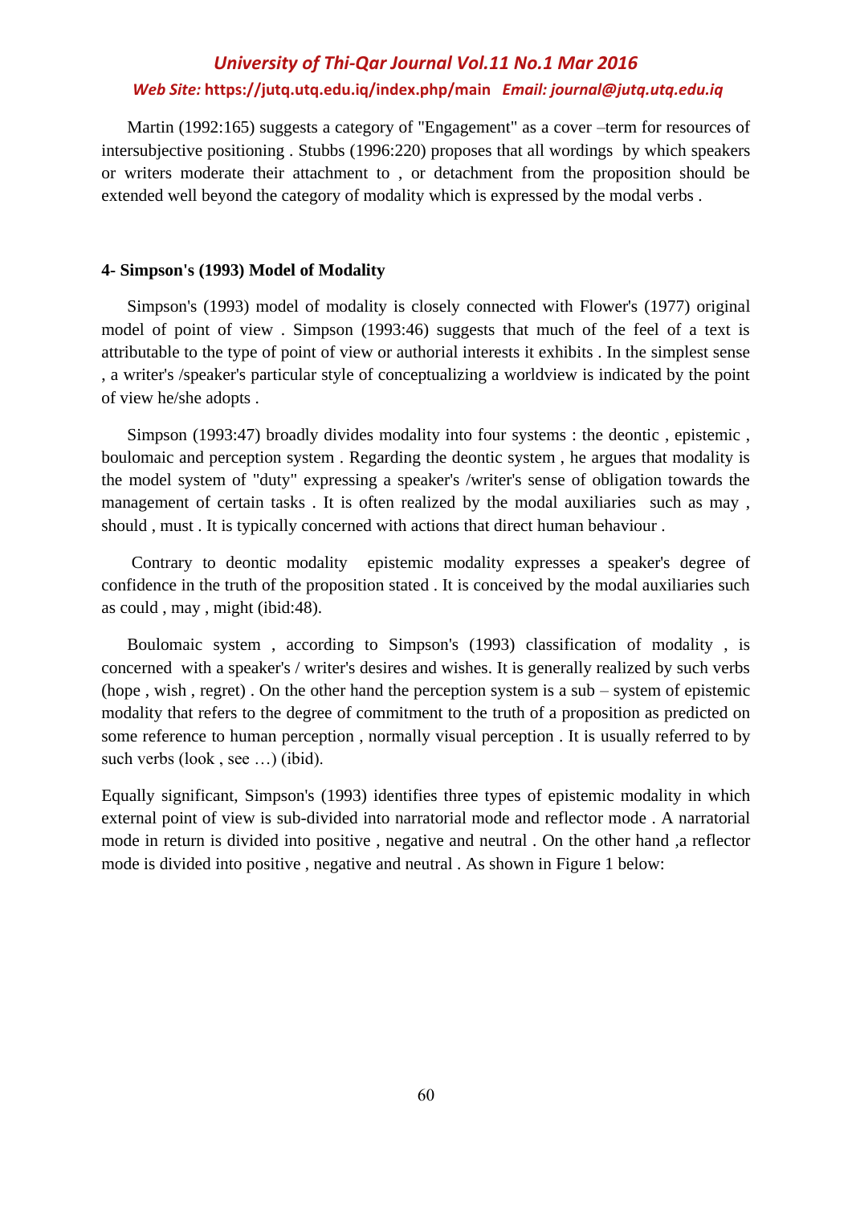Martin (1992:165) suggests a category of "Engagement" as a cover –term for resources of intersubjective positioning . Stubbs (1996:220) proposes that all wordings by which speakers or writers moderate their attachment to , or detachment from the proposition should be extended well beyond the category of modality which is expressed by the modal verbs .

**4- Simpson's (1993) Model of Modality**

Simpson's (1993) model of modality is closely connected with Flower's (1977) original model of point of view . Simpson (1993:46) suggests that much of the feel of a text is attributable to the type of point of view or authorial interests it exhibits . In the simplest sense , a writer's /speaker's particular style of conceptualizing a worldview is indicated by the point of view he/she adopts .

Simpson (1993:47) broadly divides modality into four systems : the deontic , epistemic , boulomaic and perception system . Regarding the deontic system , he argues that modality is the model system of "duty" expressing a speaker's /writer's sense of obligation towards the management of certain tasks . It is often realized by the modal auxiliaries such as may , should , must . It is typically concerned with actions that direct human behaviour .

Contrary to deontic modality epistemic modality expresses a speaker's degree of confidence in the truth of the proposition stated . It is conceived by the modal auxiliaries such as could , may , might (ibid:48).

Boulomaic system , according to Simpson's (1993) classification of modality , is concerned with a speaker's / writer's desires and wishes. It is generally realized by such verbs (hope , wish , regret) . On the other hand the perception system is a sub – system of epistemic modality that refers to the degree of commitment to the truth of a proposition as predicted on some reference to human perception , normally visual perception . It is usually referred to by such verbs (look , see …) (ibid).

Equally significant, Simpson's (1993) identifies three types of epistemic modality in which external point of view is sub-divided into narratorial mode and reflector mode . A narratorial mode in return is divided into positive , negative and neutral . On the other hand ,a reflector mode is divided into positive , negative and neutral . As shown in Figure 1 below: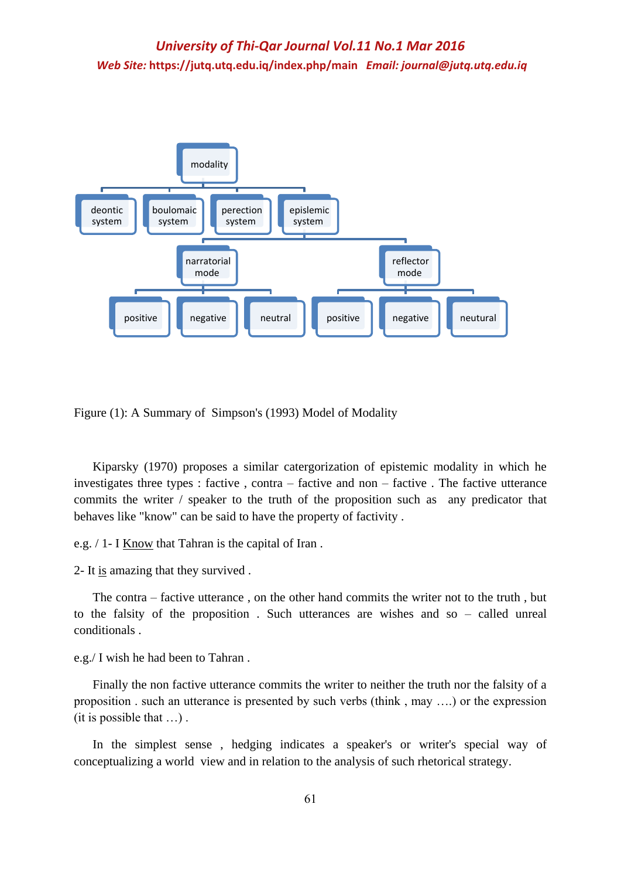- modality
  - deontic system
  - boulomaic system
  - perection system
  - epislemic system
    - narratorial mode
      - positive
      - negative
      - neutral
    - reflector mode
      - positive
      - negative
      - neutural

Figure (1): A Summary of Simpson's (1993) Model of Modality

Kiparsky (1970) proposes a similar catergorization of epistemic modality in which he investigates three types : factive , contra – factive and non – factive . The factive utterance commits the writer / speaker to the truth of the proposition such as any predicator that behaves like "know" can be said to have the property of factivity .

e.g. / 1- I Know that Tahran is the capital of Iran .

2- It is amazing that they survived .

The contra – factive utterance , on the other hand commits the writer not to the truth , but to the falsity of the proposition . Such utterances are wishes and so – called unreal conditionals .

e.g./ I wish he had been to Tahran .

Finally the non factive utterance commits the writer to neither the truth nor the falsity of a proposition . such an utterance is presented by such verbs (think , may ….) or the expression (it is possible that …) .

In the simplest sense , hedging indicates a speaker's or writer's special way of conceptualizing a world view and in relation to the analysis of such rhetorical strategy.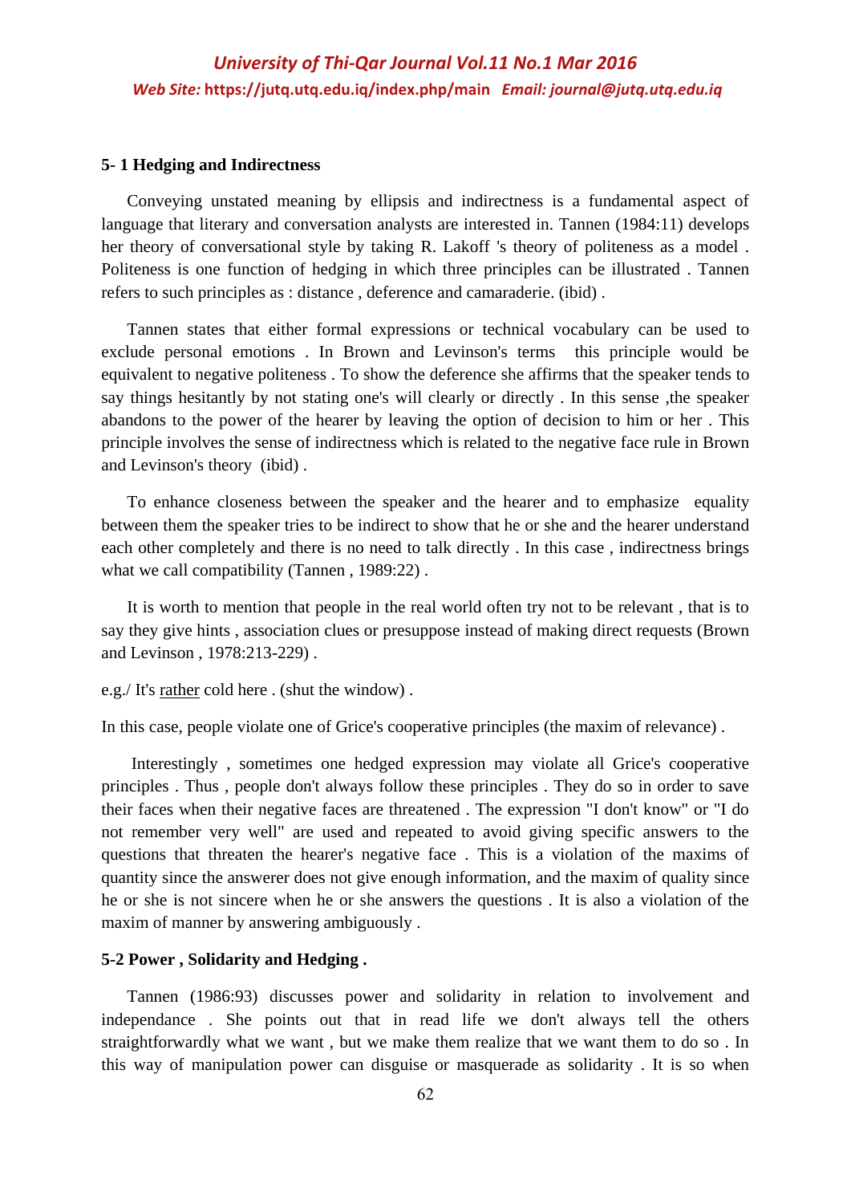### 5- 1 Hedging and Indirectness

Conveying unstated meaning by ellipsis and indirectness is a fundamental aspect of language that literary and conversation analysts are interested in. Tannen (1984:11) develops her theory of conversational style by taking R. Lakoff 's theory of politeness as a model . Politeness is one function of hedging in which three principles can be illustrated . Tannen refers to such principles as : distance , deference and camaraderie. (ibid) .

Tannen states that either formal expressions or technical vocabulary can be used to exclude personal emotions . In Brown and Levinson's terms this principle would be equivalent to negative politeness . To show the deference she affirms that the speaker tends to say things hesitantly by not stating one's will clearly or directly . In this sense ,the speaker abandons to the power of the hearer by leaving the option of decision to him or her . This principle involves the sense of indirectness which is related to the negative face rule in Brown and Levinson's theory (ibid) .

To enhance closeness between the speaker and the hearer and to emphasize equality between them the speaker tries to be indirect to show that he or she and the hearer understand each other completely and there is no need to talk directly . In this case , indirectness brings what we call compatibility (Tannen , 1989:22) .

It is worth to mention that people in the real world often try not to be relevant , that is to say they give hints , association clues or presuppose instead of making direct requests (Brown and Levinson , 1978:213-229) .

e.g./ It's rather cold here . (shut the window) .

In this case, people violate one of Grice's cooperative principles (the maxim of relevance) .

Interestingly , sometimes one hedged expression may violate all Grice's cooperative principles . Thus , people don't always follow these principles . They do so in order to save their faces when their negative faces are threatened . The expression "I don't know" or "I do not remember very well" are used and repeated to avoid giving specific answers to the questions that threaten the hearer's negative face . This is a violation of the maxims of quantity since the answerer does not give enough information, and the maxim of quality since he or she is not sincere when he or she answers the questions . It is also a violation of the maxim of manner by answering ambiguously .

### 5-2 Power , Solidarity and Hedging .

Tannen (1986:93) discusses power and solidarity in relation to involvement and independance . She points out that in read life we don't always tell the others straightforwardly what we want , but we make them realize that we want them to do so . In this way of manipulation power can disguise or masquerade as solidarity . It is so when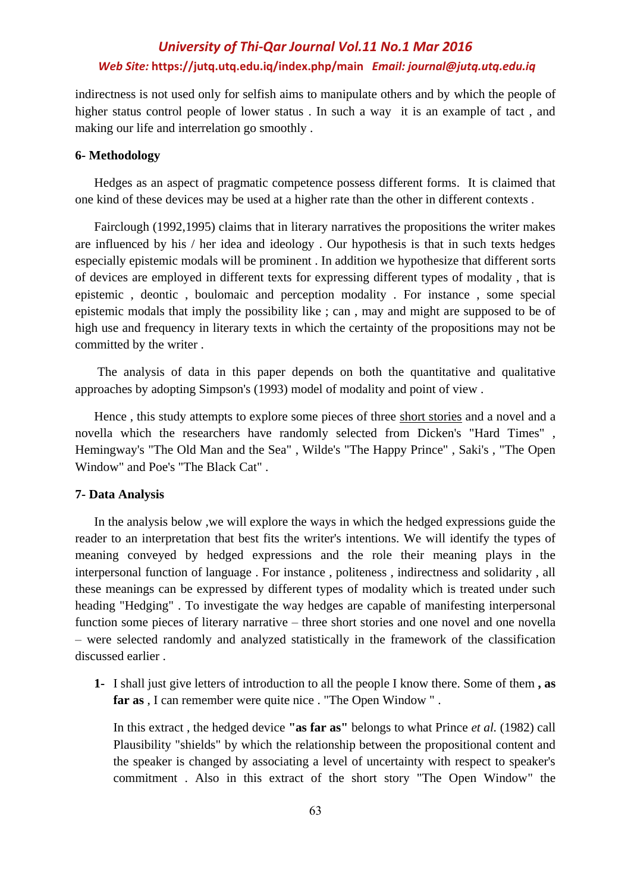indirectness is not used only for selfish aims to manipulate others and by which the people of higher status control people of lower status . In such a way it is an example of tact , and making our life and interrelation go smoothly .

**6- Methodology**

Hedges as an aspect of pragmatic competence possess different forms. It is claimed that one kind of these devices may be used at a higher rate than the other in different contexts .

Fairclough (1992,1995) claims that in literary narratives the propositions the writer makes are influenced by his / her idea and ideology . Our hypothesis is that in such texts hedges especially epistemic modals will be prominent . In addition we hypothesize that different sorts of devices are employed in different texts for expressing different types of modality , that is epistemic , deontic , boulomaic and perception modality . For instance , some special epistemic modals that imply the possibility like ; can , may and might are supposed to be of high use and frequency in literary texts in which the certainty of the propositions may not be committed by the writer .

The analysis of data in this paper depends on both the quantitative and qualitative approaches by adopting Simpson's (1993) model of modality and point of view .

Hence , this study attempts to explore some pieces of three short stories and a novel and a novella which the researchers have randomly selected from Dicken's "Hard Times" , Hemingway's "The Old Man and the Sea" , Wilde's "The Happy Prince" , Saki's , "The Open Window" and Poe's "The Black Cat" .

**7- Data Analysis**

In the analysis below ,we will explore the ways in which the hedged expressions guide the reader to an interpretation that best fits the writer's intentions. We will identify the types of meaning conveyed by hedged expressions and the role their meaning plays in the interpersonal function of language . For instance , politeness , indirectness and solidarity , all these meanings can be expressed by different types of modality which is treated under such heading "Hedging" . To investigate the way hedges are capable of manifesting interpersonal function some pieces of literary narrative – three short stories and one novel and one novella – were selected randomly and analyzed statistically in the framework of the classification discussed earlier .

1- I shall just give letters of introduction to all the people I know there. Some of them **, as far as** , I can remember were quite nice . "The Open Window " .

   In this extract , the hedged device **"as far as"** belongs to what Prince *et al.* (1982) call Plausibility "shields" by which the relationship between the propositional content and the speaker is changed by associating a level of uncertainty with respect to speaker's commitment . Also in this extract of the short story "The Open Window" the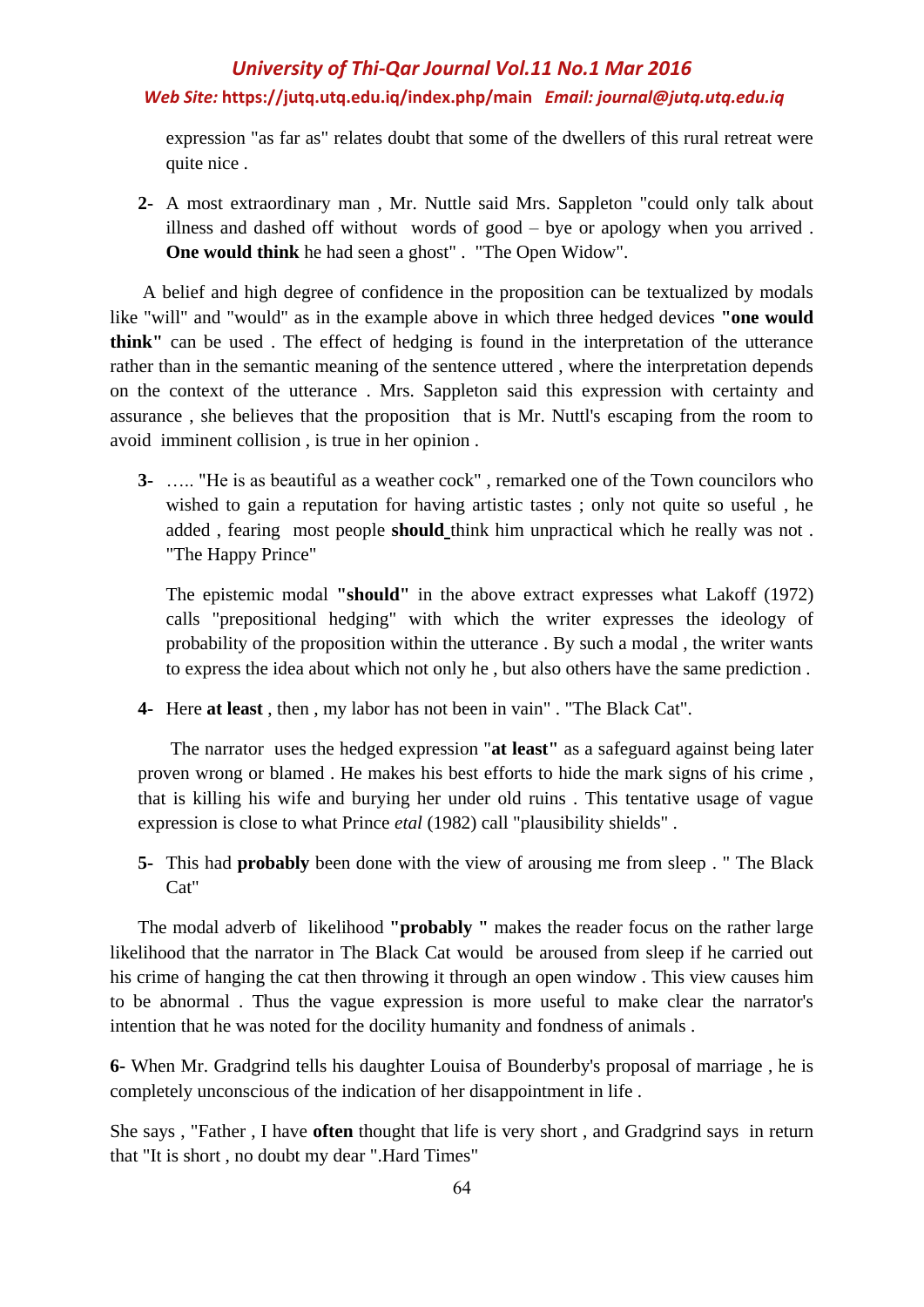expression "as far as" relates doubt that some of the dwellers of this rural retreat were quite nice .

**2-** A most extraordinary man , Mr. Nuttle said Mrs. Sappleton "could only talk about illness and dashed off without words of good – bye or apology when you arrived . **One would think** he had seen a ghost" . "The Open Widow".

A belief and high degree of confidence in the proposition can be textualized by modals like "will" and "would" as in the example above in which three hedged devices **"one would think"** can be used . The effect of hedging is found in the interpretation of the utterance rather than in the semantic meaning of the sentence uttered , where the interpretation depends on the context of the utterance . Mrs. Sappleton said this expression with certainty and assurance , she believes that the proposition that is Mr. Nuttl's escaping from the room to avoid imminent collision , is true in her opinion .

**3-** ….. "He is as beautiful as a weather cock" , remarked one of the Town councilors who wished to gain a reputation for having artistic tastes ; only not quite so useful , he added , fearing most people **should** think him unpractical which he really was not . "The Happy Prince"

The epistemic modal **"should"** in the above extract expresses what Lakoff (1972) calls "prepositional hedging" with which the writer expresses the ideology of probability of the proposition within the utterance . By such a modal , the writer wants to express the idea about which not only he , but also others have the same prediction .

**4-** Here **at least** , then , my labor has not been in vain" . "The Black Cat".

The narrator uses the hedged expression "**at least"** as a safeguard against being later proven wrong or blamed . He makes his best efforts to hide the mark signs of his crime , that is killing his wife and burying her under old ruins . This tentative usage of vague expression is close to what Prince *etal* (1982) call "plausibility shields" .

**5-** This had **probably** been done with the view of arousing me from sleep . " The Black Cat"

The modal adverb of likelihood **"probably "** makes the reader focus on the rather large likelihood that the narrator in The Black Cat would be aroused from sleep if he carried out his crime of hanging the cat then throwing it through an open window . This view causes him to be abnormal . Thus the vague expression is more useful to make clear the narrator's intention that he was noted for the docility humanity and fondness of animals .

**6-** When Mr. Gradgrind tells his daughter Louisa of Bounderby's proposal of marriage , he is completely unconscious of the indication of her disappointment in life .

She says , "Father , I have **often** thought that life is very short , and Gradgrind says in return that "It is short , no doubt my dear ".Hard Times"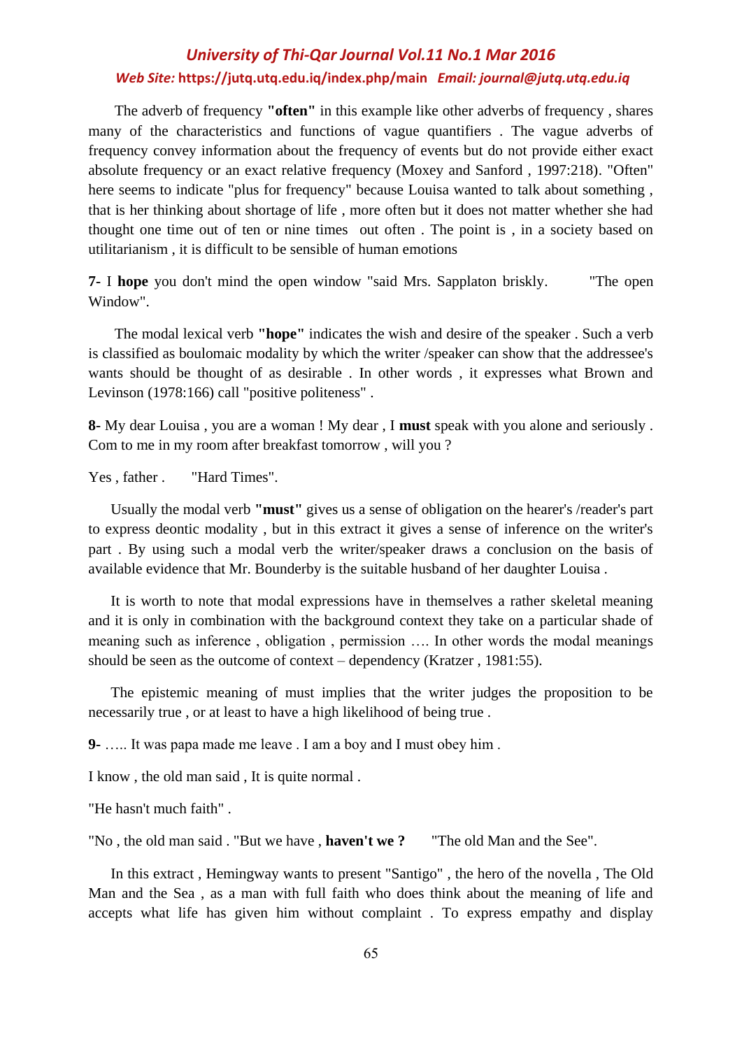The adverb of frequency **"often"** in this example like other adverbs of frequency , shares many of the characteristics and functions of vague quantifiers . The vague adverbs of frequency convey information about the frequency of events but do not provide either exact absolute frequency or an exact relative frequency (Moxey and Sanford , 1997:218). "Often" here seems to indicate "plus for frequency" because Louisa wanted to talk about something , that is her thinking about shortage of life , more often but it does not matter whether she had thought one time out of ten or nine times out often . The point is , in a society based on utilitarianism , it is difficult to be sensible of human emotions

**7-** I **hope** you don't mind the open window "said Mrs. Sapplaton briskly. "The open Window".

The modal lexical verb **"hope"** indicates the wish and desire of the speaker . Such a verb is classified as boulomaic modality by which the writer /speaker can show that the addressee's wants should be thought of as desirable . In other words , it expresses what Brown and Levinson (1978:166) call "positive politeness" .

**8-** My dear Louisa , you are a woman ! My dear , I **must** speak with you alone and seriously . Com to me in my room after breakfast tomorrow , will you ?

Yes , father . "Hard Times".

Usually the modal verb **"must"** gives us a sense of obligation on the hearer's /reader's part to express deontic modality , but in this extract it gives a sense of inference on the writer's part . By using such a modal verb the writer/speaker draws a conclusion on the basis of available evidence that Mr. Bounderby is the suitable husband of her daughter Louisa .

It is worth to note that modal expressions have in themselves a rather skeletal meaning and it is only in combination with the background context they take on a particular shade of meaning such as inference , obligation , permission …. In other words the modal meanings should be seen as the outcome of context – dependency (Kratzer , 1981:55).

The epistemic meaning of must implies that the writer judges the proposition to be necessarily true , or at least to have a high likelihood of being true .

**9-** ….. It was papa made me leave . I am a boy and I must obey him .

I know , the old man said , It is quite normal .

"He hasn't much faith" .

"No , the old man said . "But we have , **haven't we ?** "The old Man and the See".

In this extract , Hemingway wants to present "Santigo" , the hero of the novella , The Old Man and the Sea , as a man with full faith who does think about the meaning of life and accepts what life has given him without complaint . To express empathy and display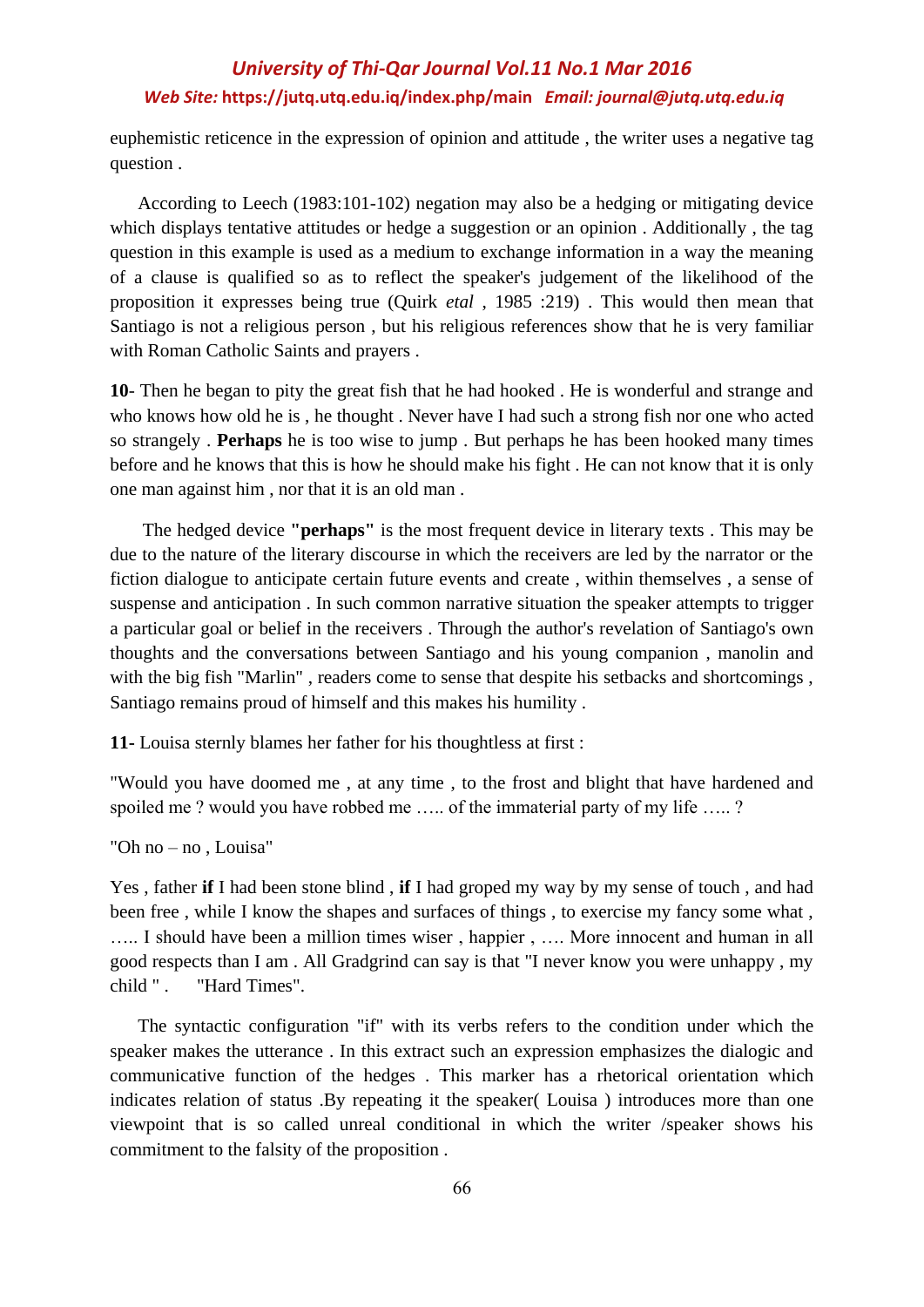euphemistic reticence in the expression of opinion and attitude , the writer uses a negative tag question .

According to Leech (1983:101-102) negation may also be a hedging or mitigating device which displays tentative attitudes or hedge a suggestion or an opinion . Additionally , the tag question in this example is used as a medium to exchange information in a way the meaning of a clause is qualified so as to reflect the speaker's judgement of the likelihood of the proposition it expresses being true (Quirk *etal* , 1985 :219) . This would then mean that Santiago is not a religious person , but his religious references show that he is very familiar with Roman Catholic Saints and prayers .

**10**- Then he began to pity the great fish that he had hooked . He is wonderful and strange and who knows how old he is , he thought . Never have I had such a strong fish nor one who acted so strangely . **Perhaps** he is too wise to jump . But perhaps he has been hooked many times before and he knows that this is how he should make his fight . He can not know that it is only one man against him , nor that it is an old man .

The hedged device **"perhaps"** is the most frequent device in literary texts . This may be due to the nature of the literary discourse in which the receivers are led by the narrator or the fiction dialogue to anticipate certain future events and create , within themselves , a sense of suspense and anticipation . In such common narrative situation the speaker attempts to trigger a particular goal or belief in the receivers . Through the author's revelation of Santiago's own thoughts and the conversations between Santiago and his young companion , manolin and with the big fish "Marlin" , readers come to sense that despite his setbacks and shortcomings , Santiago remains proud of himself and this makes his humility .

**11**- Louisa sternly blames her father for his thoughtless at first :

"Would you have doomed me , at any time , to the frost and blight that have hardened and spoiled me ? would you have robbed me ….. of the immaterial party of my life ….. ?

"Oh no – no , Louisa"

Yes , father **if** I had been stone blind , **if** I had groped my way by my sense of touch , and had been free , while I know the shapes and surfaces of things , to exercise my fancy some what , ….. I should have been a million times wiser , happier , …. More innocent and human in all good respects than I am . All Gradgrind can say is that "I never know you were unhappy , my child " . "Hard Times".

The syntactic configuration "if" with its verbs refers to the condition under which the speaker makes the utterance . In this extract such an expression emphasizes the dialogic and communicative function of the hedges . This marker has a rhetorical orientation which indicates relation of status .By repeating it the speaker( Louisa ) introduces more than one viewpoint that is so called unreal conditional in which the writer /speaker shows his commitment to the falsity of the proposition .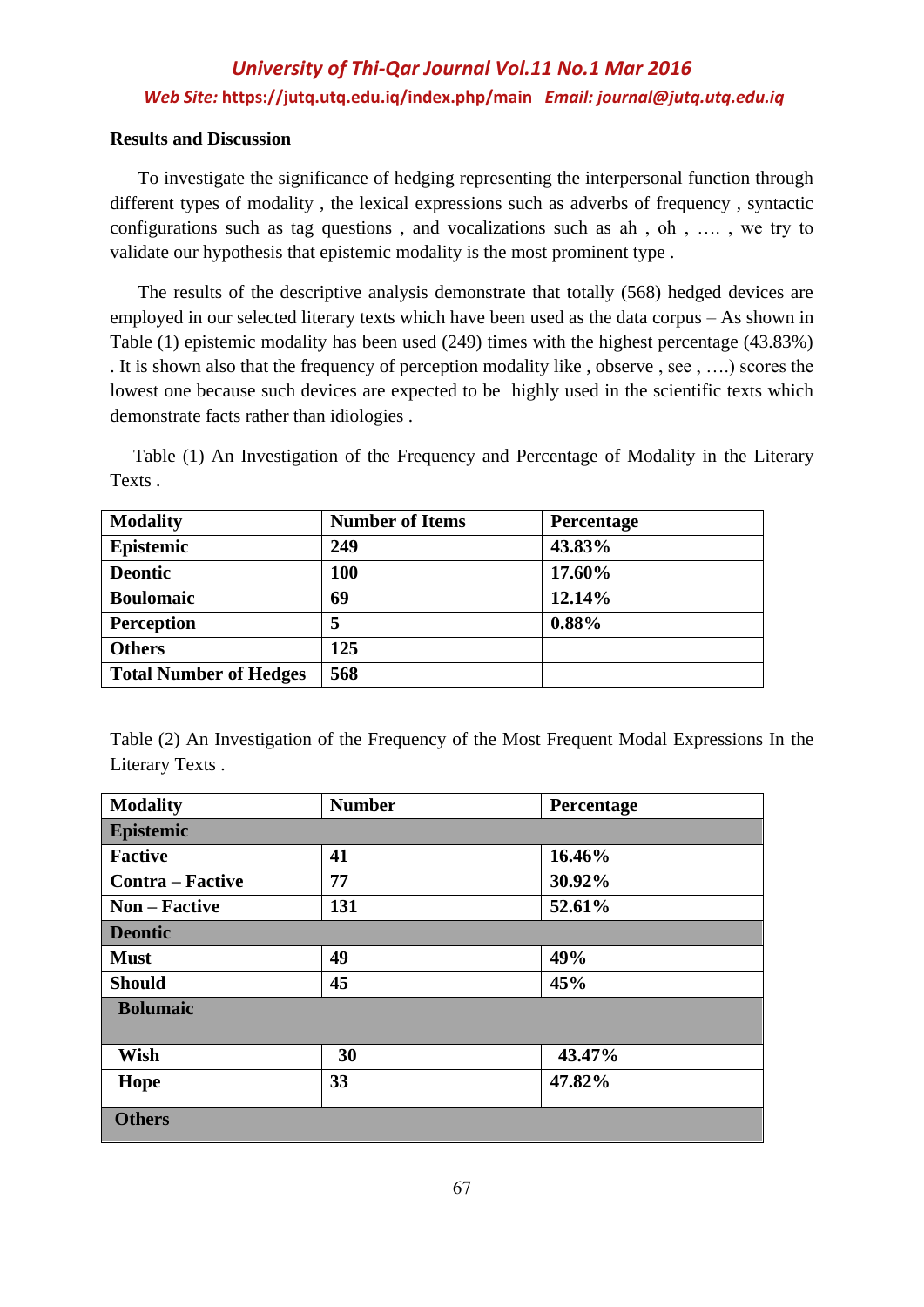**Results and Discussion**

To investigate the significance of hedging representing the interpersonal function through different types of modality , the lexical expressions such as adverbs of frequency , syntactic configurations such as tag questions , and vocalizations such as ah , oh , …. , we try to validate our hypothesis that epistemic modality is the most prominent type .

The results of the descriptive analysis demonstrate that totally (568) hedged devices are employed in our selected literary texts which have been used as the data corpus – As shown in Table (1) epistemic modality has been used (249) times with the highest percentage (43.83%) . It is shown also that the frequency of perception modality like , observe , see , ….) scores the lowest one because such devices are expected to be highly used in the scientific texts which demonstrate facts rather than idiologies .

Table (1) An Investigation of the Frequency and Percentage of Modality in the Literary Texts .

| Modality | Number of Items | Percentage |
|---|---|---|
| Epistemic | 249 | 43.83% |
| Deontic | 100 | 17.60% |
| Boulomaic | 69 | 12.14% |
| Perception | 5 | 0.88% |
| Others | 125 | |
| Total Number of Hedges | 568 | |

Table (2) An Investigation of the Frequency of the Most Frequent Modal Expressions In the Literary Texts .

| Modality | Number | Percentage |
|---|---|---|
| **Epistemic** | | |
| Factive | 41 | 16.46% |
| Contra – Factive | 77 | 30.92% |
| Non – Factive | 131 | 52.61% |
| **Deontic** | | |
| Must | 49 | 49% |
| Should | 45 | 45% |
| **Bolumaic** | | |
| Wish | 30 | 43.47% |
| Hope | 33 | 47.82% |
| **Others** | | |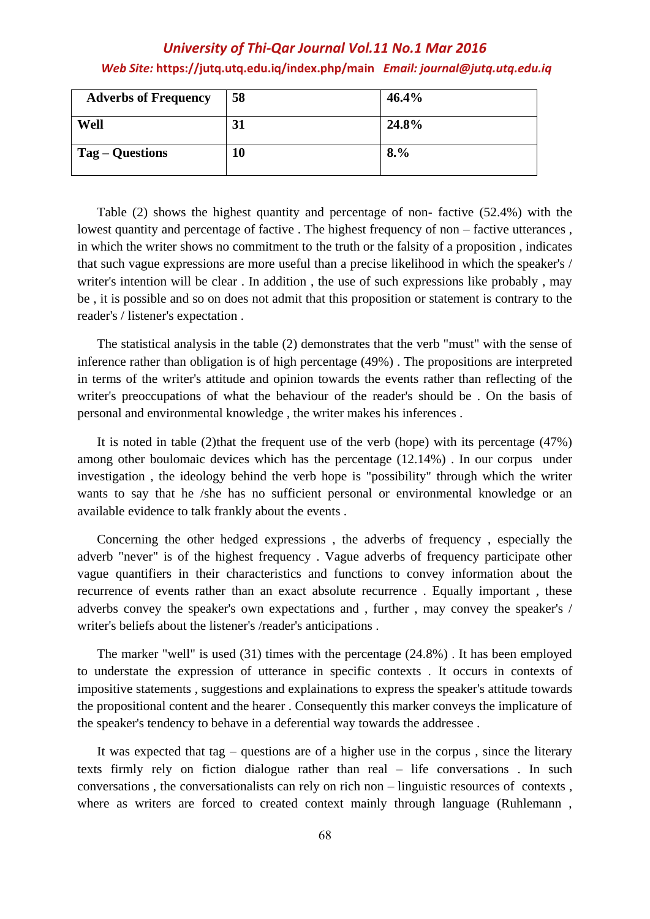| **Adverbs of Frequency** | **58** | **46.4%** |
|---|---|---|
| **Well** | **31** | **24.8%** |
| **Tag – Questions** | **10** | **8.%** |

Table (2) shows the highest quantity and percentage of non- factive (52.4%) with the lowest quantity and percentage of factive . The highest frequency of non – factive utterances , in which the writer shows no commitment to the truth or the falsity of a proposition , indicates that such vague expressions are more useful than a precise likelihood in which the speaker's / writer's intention will be clear . In addition , the use of such expressions like probably , may be , it is possible and so on does not admit that this proposition or statement is contrary to the reader's / listener's expectation .

The statistical analysis in the table (2) demonstrates that the verb "must" with the sense of inference rather than obligation is of high percentage (49%) . The propositions are interpreted in terms of the writer's attitude and opinion towards the events rather than reflecting of the writer's preoccupations of what the behaviour of the reader's should be . On the basis of personal and environmental knowledge , the writer makes his inferences .

It is noted in table (2)that the frequent use of the verb (hope) with its percentage (47%) among other boulomaic devices which has the percentage (12.14%) . In our corpus under investigation , the ideology behind the verb hope is "possibility" through which the writer wants to say that he /she has no sufficient personal or environmental knowledge or an available evidence to talk frankly about the events .

Concerning the other hedged expressions , the adverbs of frequency , especially the adverb "never" is of the highest frequency . Vague adverbs of frequency participate other vague quantifiers in their characteristics and functions to convey information about the recurrence of events rather than an exact absolute recurrence . Equally important , these adverbs convey the speaker's own expectations and , further , may convey the speaker's / writer's beliefs about the listener's /reader's anticipations .

The marker "well" is used (31) times with the percentage (24.8%) . It has been employed to understate the expression of utterance in specific contexts . It occurs in contexts of impositive statements , suggestions and explainations to express the speaker's attitude towards the propositional content and the hearer . Consequently this marker conveys the implicature of the speaker's tendency to behave in a deferential way towards the addressee .

It was expected that tag – questions are of a higher use in the corpus , since the literary texts firmly rely on fiction dialogue rather than real – life conversations . In such conversations , the conversationalists can rely on rich non – linguistic resources of contexts , where as writers are forced to created context mainly through language (Ruhlemann ,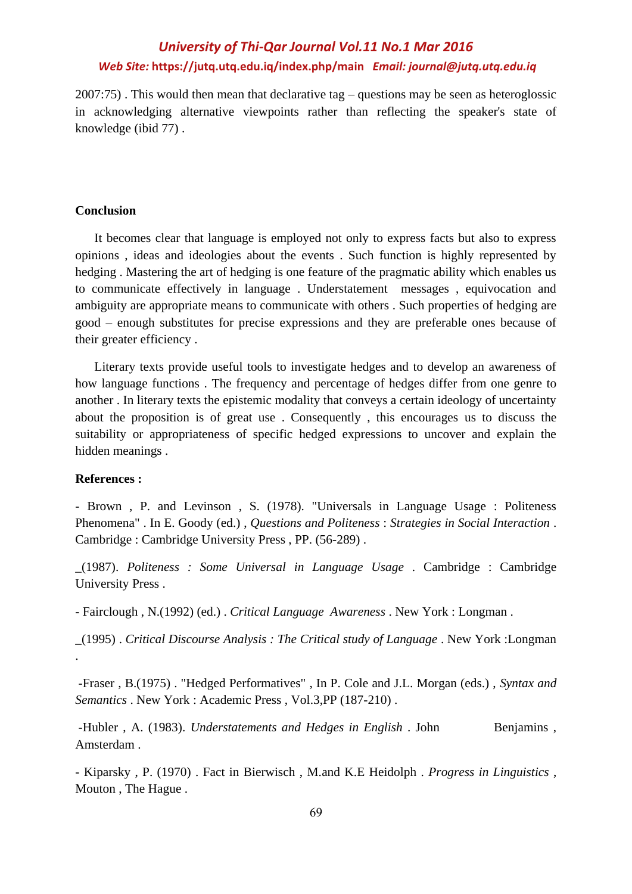2007:75) . This would then mean that declarative tag – questions may be seen as heteroglossic in acknowledging alternative viewpoints rather than reflecting the speaker's state of knowledge (ibid 77) .

**Conclusion**

It becomes clear that language is employed not only to express facts but also to express opinions , ideas and ideologies about the events . Such function is highly represented by hedging . Mastering the art of hedging is one feature of the pragmatic ability which enables us to communicate effectively in language . Understatement messages , equivocation and ambiguity are appropriate means to communicate with others . Such properties of hedging are good – enough substitutes for precise expressions and they are preferable ones because of their greater efficiency .

Literary texts provide useful tools to investigate hedges and to develop an awareness of how language functions . The frequency and percentage of hedges differ from one genre to another . In literary texts the epistemic modality that conveys a certain ideology of uncertainty about the proposition is of great use . Consequently , this encourages us to discuss the suitability or appropriateness of specific hedged expressions to uncover and explain the hidden meanings .

**References :**

- Brown , P. and Levinson , S. (1978). "Universals in Language Usage : Politeness Phenomena" . In E. Goody (ed.) , *Questions and Politeness* : *Strategies in Social Interaction* . Cambridge : Cambridge University Press , PP. (56-289) .

_(1987). *Politeness : Some Universal in Language Usage* . Cambridge : Cambridge University Press .

- Fairclough , N.(1992) (ed.) . *Critical Language Awareness* . New York : Longman .

_(1995) . *Critical Discourse Analysis : The Critical study of Language* . New York :Longman .

-Fraser , B.(1975) . "Hedged Performatives" , In P. Cole and J.L. Morgan (eds.) , *Syntax and Semantics* . New York : Academic Press , Vol.3,PP (187-210) .

-Hubler , A. (1983). *Understatements and Hedges in English* . John Benjamins , Amsterdam .

- Kiparsky , P. (1970) . Fact in Bierwisch , M.and K.E Heidolph . *Progress in Linguistics* , Mouton , The Hague .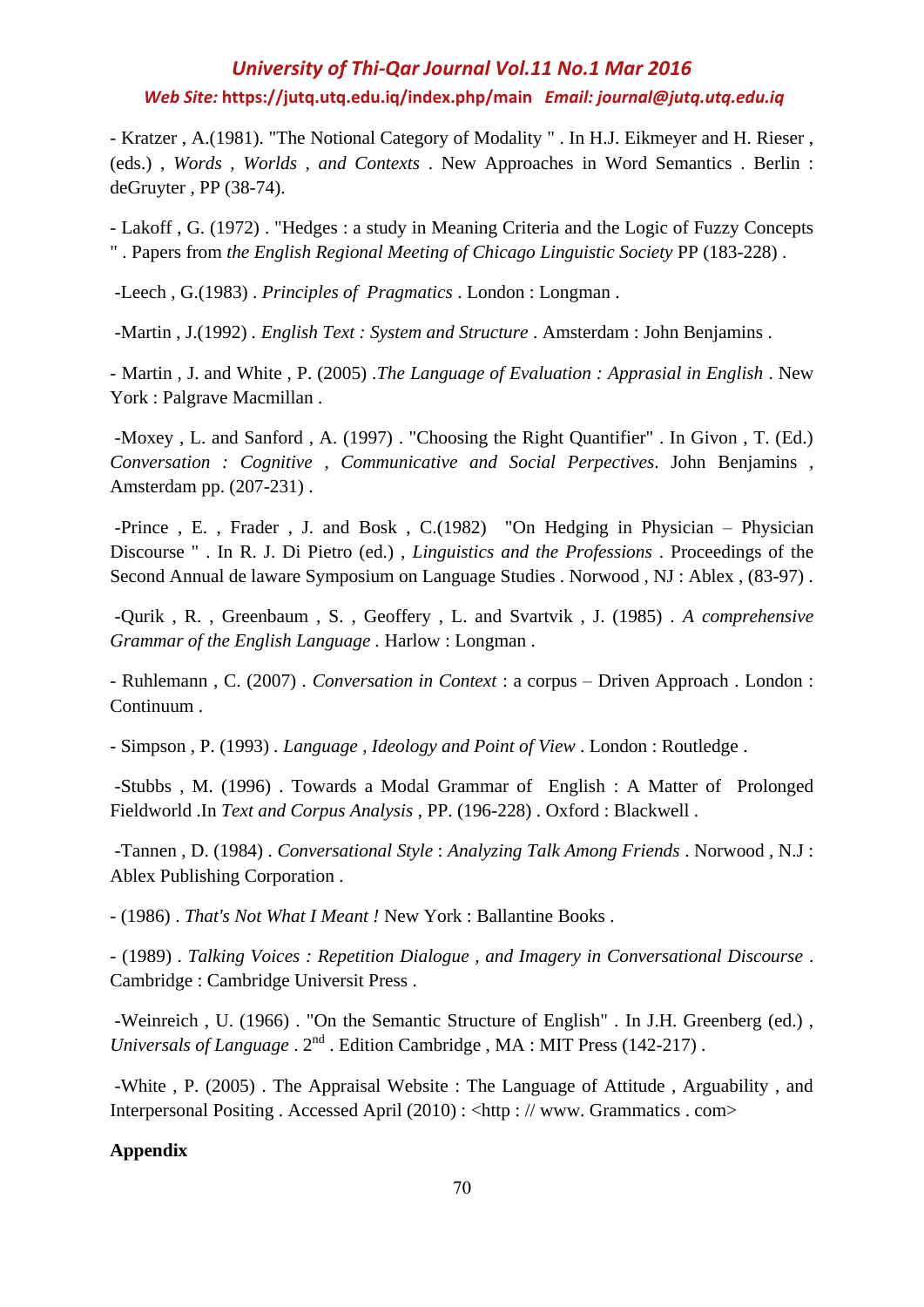- Kratzer , A.(1981). "The Notional Category of Modality " . In H.J. Eikmeyer and H. Rieser , (eds.) , *Words* , *Worlds* , *and Contexts* . New Approaches in Word Semantics . Berlin : deGruyter , PP (38-74).

- Lakoff , G. (1972) . "Hedges : a study in Meaning Criteria and the Logic of Fuzzy Concepts " . Papers from *the English Regional Meeting of Chicago Linguistic Society* PP (183-228) .

-Leech , G.(1983) . *Principles of Pragmatics* . London : Longman .

-Martin , J.(1992) . *English Text : System and Structure* . Amsterdam : John Benjamins .

- Martin , J. and White , P. (2005) .*The Language of Evaluation : Apprasial in English* . New York : Palgrave Macmillan .

-Moxey , L. and Sanford , A. (1997) . "Choosing the Right Quantifier" . In Givon , T. (Ed.) *Conversation : Cognitive , Communicative and Social Perpectives*. John Benjamins , Amsterdam pp. (207-231) .

-Prince , E. , Frader , J. and Bosk , C.(1982) "On Hedging in Physician – Physician Discourse " . In R. J. Di Pietro (ed.) , *Linguistics and the Professions* . Proceedings of the Second Annual de laware Symposium on Language Studies . Norwood , NJ : Ablex , (83-97) .

-Qurik , R. , Greenbaum , S. , Geoffery , L. and Svartvik , J. (1985) . *A comprehensive Grammar of the English Language* . Harlow : Longman .

- Ruhlemann , C. (2007) . *Conversation in Context* : a corpus – Driven Approach . London : Continuum .

- Simpson , P. (1993) . *Language , Ideology and Point of View* . London : Routledge .

-Stubbs , M. (1996) . Towards a Modal Grammar of English : A Matter of Prolonged Fieldworld .In *Text and Corpus Analysis* , PP. (196-228) . Oxford : Blackwell .

-Tannen , D. (1984) . *Conversational Style* : *Analyzing Talk Among Friends* . Norwood , N.J : Ablex Publishing Corporation .

- (1986) . *That's Not What I Meant !* New York : Ballantine Books .

- (1989) . *Talking Voices : Repetition Dialogue , and Imagery in Conversational Discourse* . Cambridge : Cambridge Universit Press .

-Weinreich , U. (1966) . "On the Semantic Structure of English" . In J.H. Greenberg (ed.) , *Universals of Language* . 2nd . Edition Cambridge , MA : MIT Press (142-217) .

-White , P. (2005) . The Appraisal Website : The Language of Attitude , Arguability , and Interpersonal Positing . Accessed April (2010) : <http : // www. Grammatics . com>

**Appendix**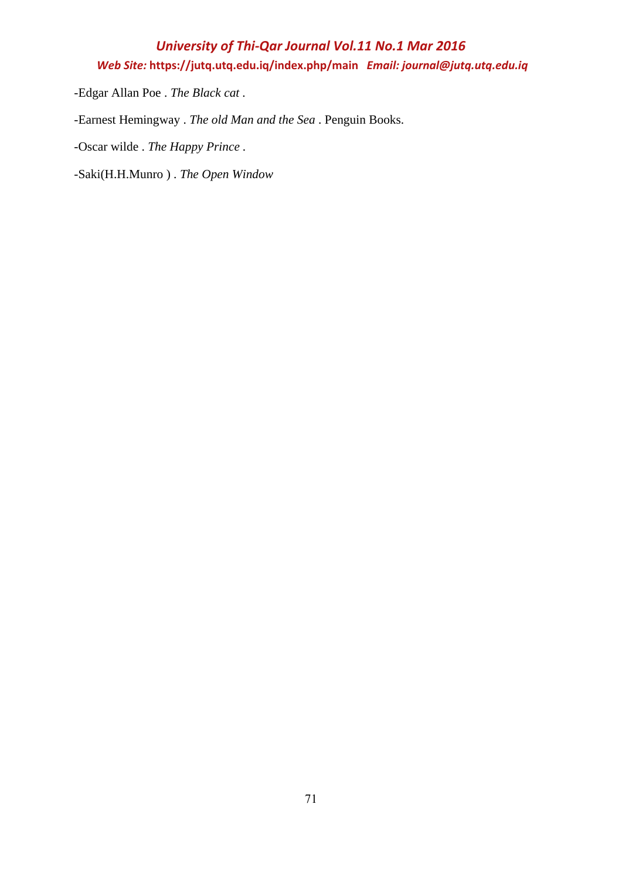-Edgar Allan Poe . *The Black cat* .

-Earnest Hemingway . *The old Man and the Sea* . Penguin Books.

-Oscar wilde . *The Happy Prince* .

-Saki(H.H.Munro ) . *The Open Window*